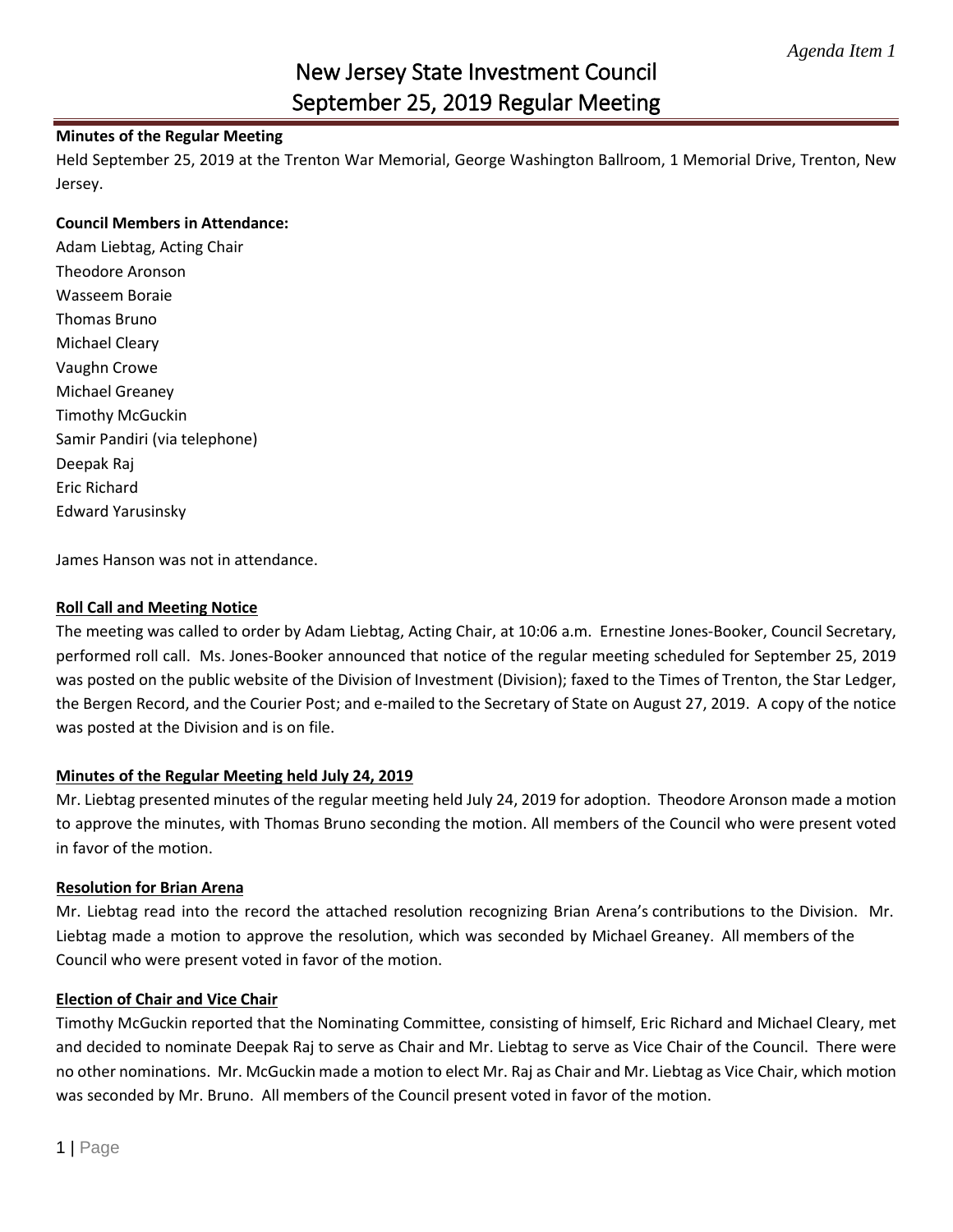*Agenda Item 1*

# New Jersey State Investment Council
# September 25, 2019 Regular Meeting

**Minutes of the Regular Meeting**

Held September 25, 2019 at the Trenton War Memorial, George Washington Ballroom, 1 Memorial Drive, Trenton, New Jersey.

**Council Members in Attendance:**

Adam Liebtag, Acting Chair
Theodore Aronson
Wasseem Boraie
Thomas Bruno
Michael Cleary
Vaughn Crowe
Michael Greaney
Timothy McGuckin
Samir Pandiri (via telephone)
Deepak Raj
Eric Richard
Edward Yarusinsky

James Hanson was not in attendance.

**Roll Call and Meeting Notice**

The meeting was called to order by Adam Liebtag, Acting Chair, at 10:06 a.m. Ernestine Jones-Booker, Council Secretary, performed roll call. Ms. Jones-Booker announced that notice of the regular meeting scheduled for September 25, 2019 was posted on the public website of the Division of Investment (Division); faxed to the Times of Trenton, the Star Ledger, the Bergen Record, and the Courier Post; and e-mailed to the Secretary of State on August 27, 2019. A copy of the notice was posted at the Division and is on file.

**Minutes of the Regular Meeting held July 24, 2019**

Mr. Liebtag presented minutes of the regular meeting held July 24, 2019 for adoption. Theodore Aronson made a motion to approve the minutes, with Thomas Bruno seconding the motion. All members of the Council who were present voted in favor of the motion.

**Resolution for Brian Arena**

Mr. Liebtag read into the record the attached resolution recognizing Brian Arena's contributions to the Division. Mr. Liebtag made a motion to approve the resolution, which was seconded by Michael Greaney. All members of the Council who were present voted in favor of the motion.

**Election of Chair and Vice Chair**

Timothy McGuckin reported that the Nominating Committee, consisting of himself, Eric Richard and Michael Cleary, met and decided to nominate Deepak Raj to serve as Chair and Mr. Liebtag to serve as Vice Chair of the Council. There were no other nominations. Mr. McGuckin made a motion to elect Mr. Raj as Chair and Mr. Liebtag as Vice Chair, which motion was seconded by Mr. Bruno. All members of the Council present voted in favor of the motion.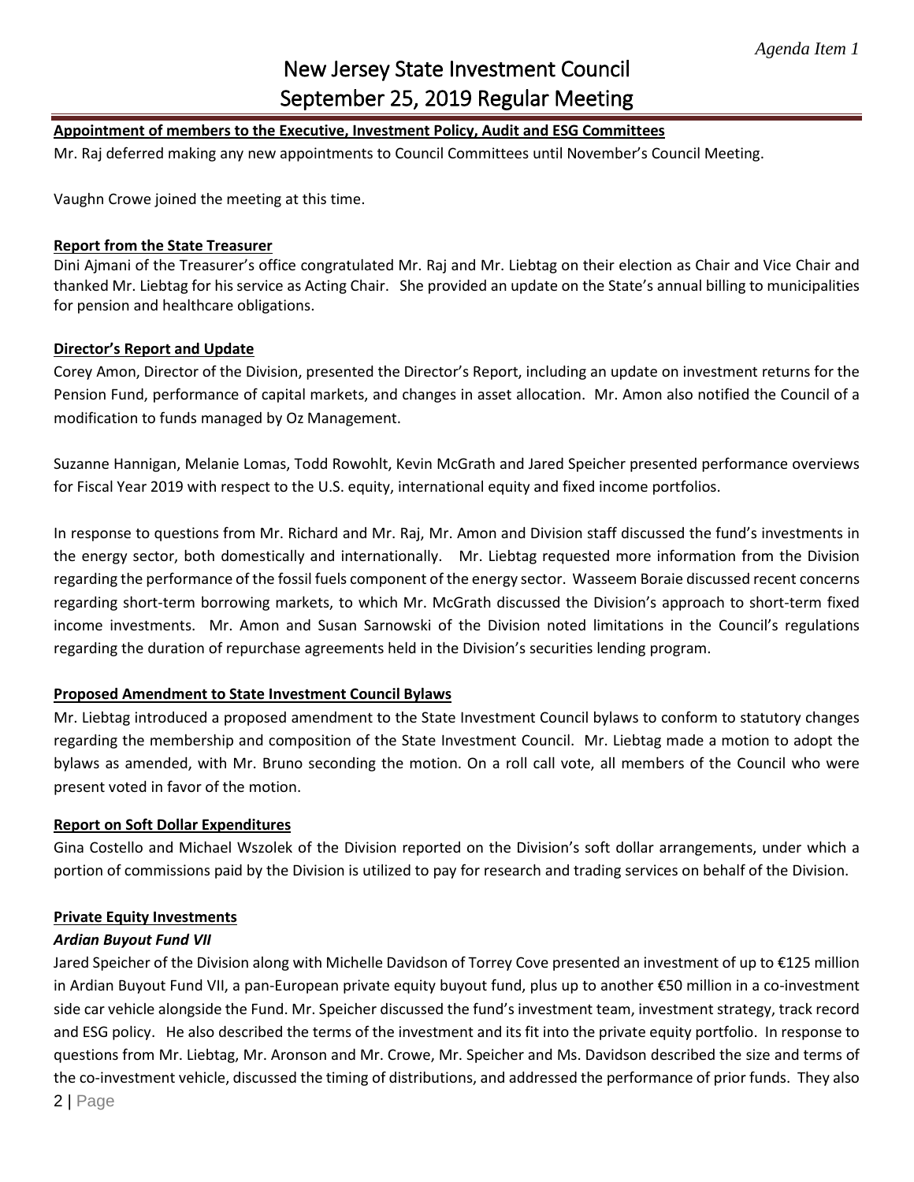**Appointment of members to the Executive, Investment Policy, Audit and ESG Committees**

Mr. Raj deferred making any new appointments to Council Committees until November's Council Meeting.

Vaughn Crowe joined the meeting at this time.

**Report from the State Treasurer**

Dini Ajmani of the Treasurer's office congratulated Mr. Raj and Mr. Liebtag on their election as Chair and Vice Chair and thanked Mr. Liebtag for his service as Acting Chair. She provided an update on the State's annual billing to municipalities for pension and healthcare obligations.

**Director's Report and Update**

Corey Amon, Director of the Division, presented the Director's Report, including an update on investment returns for the Pension Fund, performance of capital markets, and changes in asset allocation. Mr. Amon also notified the Council of a modification to funds managed by Oz Management.

Suzanne Hannigan, Melanie Lomas, Todd Rowohlt, Kevin McGrath and Jared Speicher presented performance overviews for Fiscal Year 2019 with respect to the U.S. equity, international equity and fixed income portfolios.

In response to questions from Mr. Richard and Mr. Raj, Mr. Amon and Division staff discussed the fund's investments in the energy sector, both domestically and internationally. Mr. Liebtag requested more information from the Division regarding the performance of the fossil fuels component of the energy sector. Wasseem Boraie discussed recent concerns regarding short-term borrowing markets, to which Mr. McGrath discussed the Division's approach to short-term fixed income investments. Mr. Amon and Susan Sarnowski of the Division noted limitations in the Council's regulations regarding the duration of repurchase agreements held in the Division's securities lending program.

**Proposed Amendment to State Investment Council Bylaws**

Mr. Liebtag introduced a proposed amendment to the State Investment Council bylaws to conform to statutory changes regarding the membership and composition of the State Investment Council. Mr. Liebtag made a motion to adopt the bylaws as amended, with Mr. Bruno seconding the motion. On a roll call vote, all members of the Council who were present voted in favor of the motion.

**Report on Soft Dollar Expenditures**

Gina Costello and Michael Wszolek of the Division reported on the Division's soft dollar arrangements, under which a portion of commissions paid by the Division is utilized to pay for research and trading services on behalf of the Division.

**Private Equity Investments**

***Ardian Buyout Fund VII***

Jared Speicher of the Division along with Michelle Davidson of Torrey Cove presented an investment of up to €125 million in Ardian Buyout Fund VII, a pan-European private equity buyout fund, plus up to another €50 million in a co-investment side car vehicle alongside the Fund. Mr. Speicher discussed the fund's investment team, investment strategy, track record and ESG policy. He also described the terms of the investment and its fit into the private equity portfolio. In response to questions from Mr. Liebtag, Mr. Aronson and Mr. Crowe, Mr. Speicher and Ms. Davidson described the size and terms of the co-investment vehicle, discussed the timing of distributions, and addressed the performance of prior funds. They also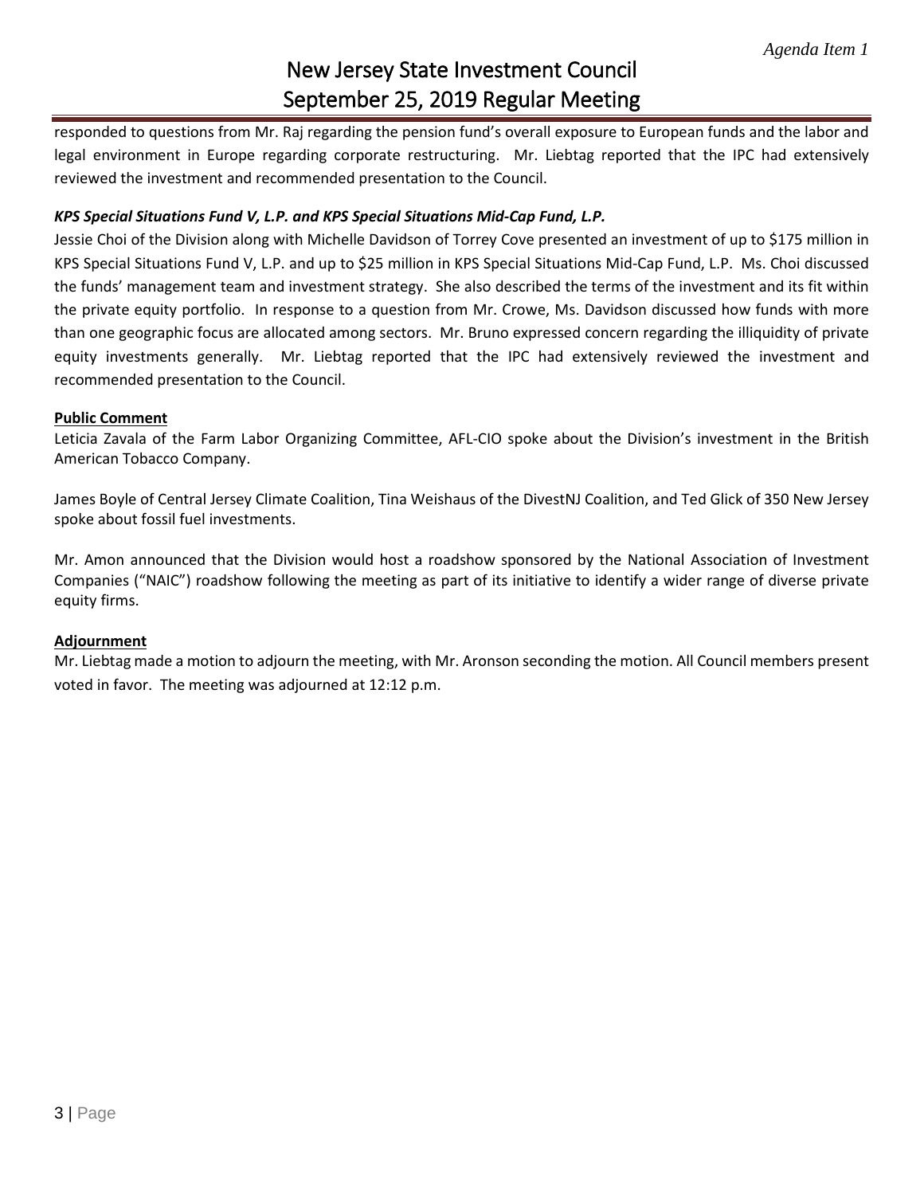responded to questions from Mr. Raj regarding the pension fund's overall exposure to European funds and the labor and legal environment in Europe regarding corporate restructuring. Mr. Liebtag reported that the IPC had extensively reviewed the investment and recommended presentation to the Council.

***KPS Special Situations Fund V, L.P. and KPS Special Situations Mid-Cap Fund, L.P.***

Jessie Choi of the Division along with Michelle Davidson of Torrey Cove presented an investment of up to $175 million in KPS Special Situations Fund V, L.P. and up to $25 million in KPS Special Situations Mid-Cap Fund, L.P. Ms. Choi discussed the funds' management team and investment strategy. She also described the terms of the investment and its fit within the private equity portfolio. In response to a question from Mr. Crowe, Ms. Davidson discussed how funds with more than one geographic focus are allocated among sectors. Mr. Bruno expressed concern regarding the illiquidity of private equity investments generally. Mr. Liebtag reported that the IPC had extensively reviewed the investment and recommended presentation to the Council.

**Public Comment**

Leticia Zavala of the Farm Labor Organizing Committee, AFL-CIO spoke about the Division's investment in the British American Tobacco Company.

James Boyle of Central Jersey Climate Coalition, Tina Weishaus of the DivestNJ Coalition, and Ted Glick of 350 New Jersey spoke about fossil fuel investments.

Mr. Amon announced that the Division would host a roadshow sponsored by the National Association of Investment Companies ("NAIC") roadshow following the meeting as part of its initiative to identify a wider range of diverse private equity firms.

**Adjournment**

Mr. Liebtag made a motion to adjourn the meeting, with Mr. Aronson seconding the motion. All Council members present voted in favor. The meeting was adjourned at 12:12 p.m.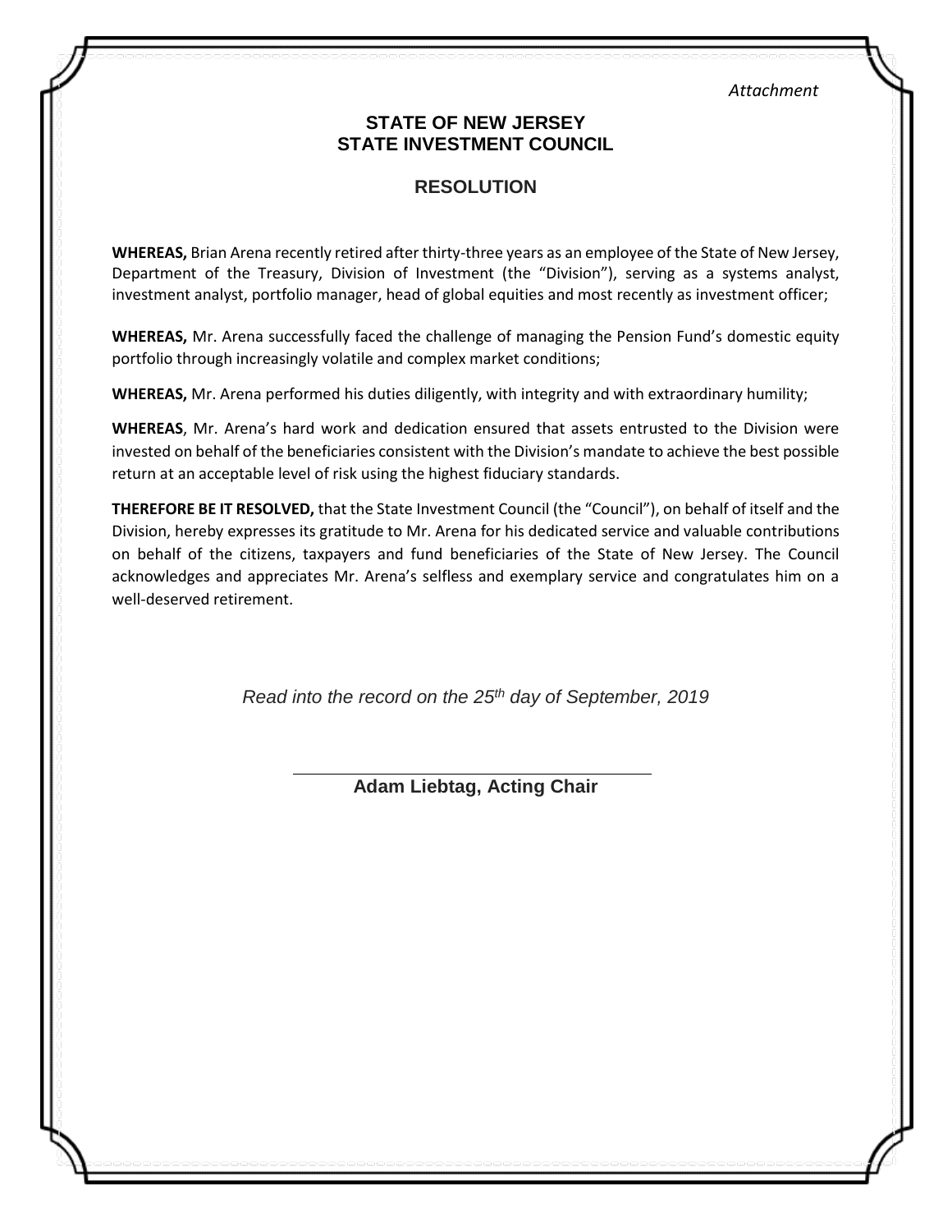*Attachment*

## STATE OF NEW JERSEY
## STATE INVESTMENT COUNCIL

### RESOLUTION

**WHEREAS,** Brian Arena recently retired after thirty-three years as an employee of the State of New Jersey, Department of the Treasury, Division of Investment (the "Division"), serving as a systems analyst, investment analyst, portfolio manager, head of global equities and most recently as investment officer;

**WHEREAS,** Mr. Arena successfully faced the challenge of managing the Pension Fund's domestic equity portfolio through increasingly volatile and complex market conditions;

**WHEREAS,** Mr. Arena performed his duties diligently, with integrity and with extraordinary humility;

**WHEREAS**, Mr. Arena's hard work and dedication ensured that assets entrusted to the Division were invested on behalf of the beneficiaries consistent with the Division's mandate to achieve the best possible return at an acceptable level of risk using the highest fiduciary standards.

**THEREFORE BE IT RESOLVED,** that the State Investment Council (the "Council"), on behalf of itself and the Division, hereby expresses its gratitude to Mr. Arena for his dedicated service and valuable contributions on behalf of the citizens, taxpayers and fund beneficiaries of the State of New Jersey. The Council acknowledges and appreciates Mr. Arena's selfless and exemplary service and congratulates him on a well-deserved retirement.

*Read into the record on the 25th day of September, 2019*

______________________________

**Adam Liebtag, Acting Chair**